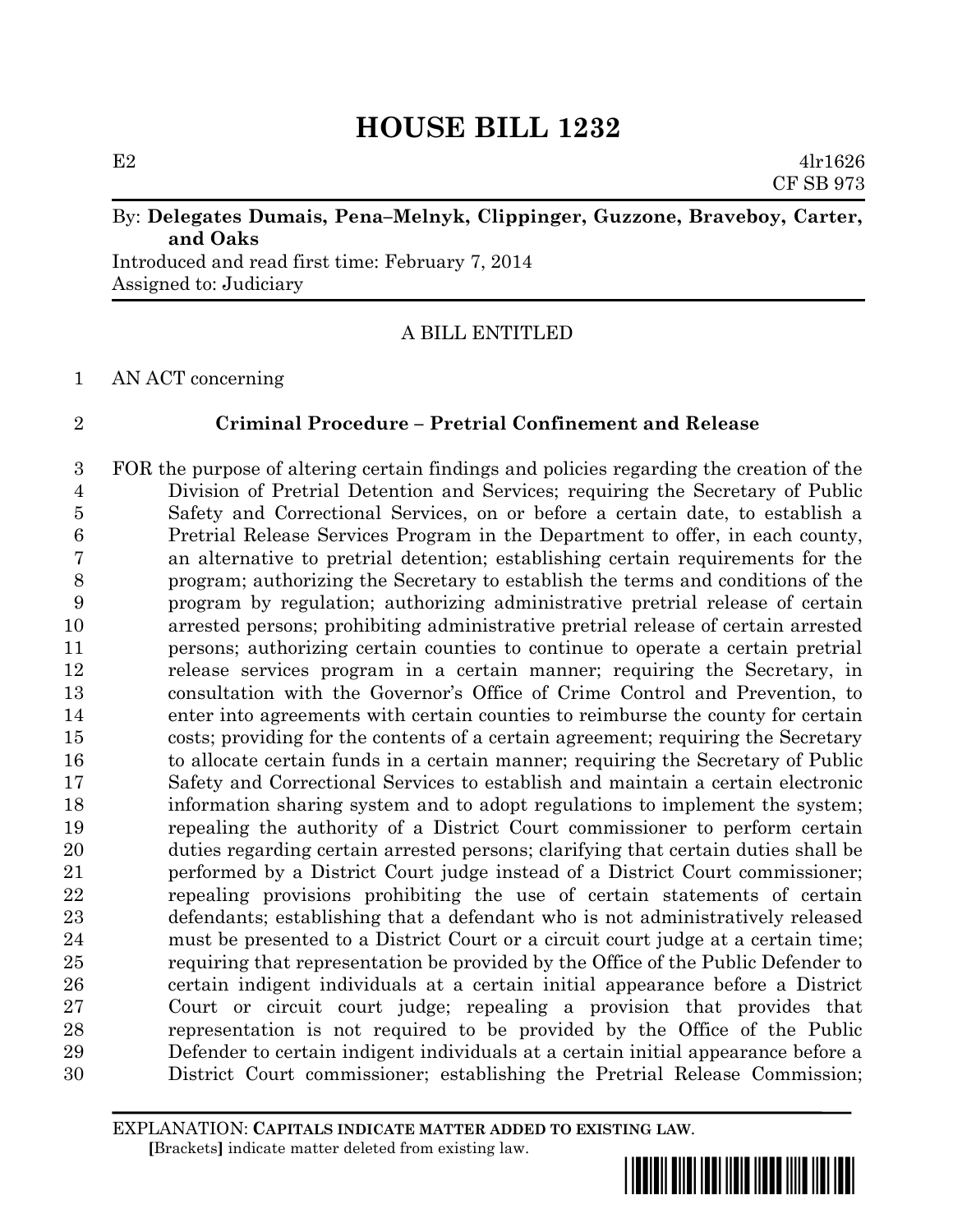# HOUSE BILL 1232

E2 4lr1626
CF SB 973

By: **Delegates Dumais, Pena–Melnyk, Clippinger, Guzzone, Braveboy, Carter, and Oaks**
Introduced and read first time: February 7, 2014
Assigned to: Judiciary

A BILL ENTITLED

1 AN ACT concerning

2 **Criminal Procedure – Pretrial Confinement and Release**

3 FOR the purpose of altering certain findings and policies regarding the creation of the
4 Division of Pretrial Detention and Services; requiring the Secretary of Public
5 Safety and Correctional Services, on or before a certain date, to establish a
6 Pretrial Release Services Program in the Department to offer, in each county,
7 an alternative to pretrial detention; establishing certain requirements for the
8 program; authorizing the Secretary to establish the terms and conditions of the
9 program by regulation; authorizing administrative pretrial release of certain
10 arrested persons; prohibiting administrative pretrial release of certain arrested
11 persons; authorizing certain counties to continue to operate a certain pretrial
12 release services program in a certain manner; requiring the Secretary, in
13 consultation with the Governor's Office of Crime Control and Prevention, to
14 enter into agreements with certain counties to reimburse the county for certain
15 costs; providing for the contents of a certain agreement; requiring the Secretary
16 to allocate certain funds in a certain manner; requiring the Secretary of Public
17 Safety and Correctional Services to establish and maintain a certain electronic
18 information sharing system and to adopt regulations to implement the system;
19 repealing the authority of a District Court commissioner to perform certain
20 duties regarding certain arrested persons; clarifying that certain duties shall be
21 performed by a District Court judge instead of a District Court commissioner;
22 repealing provisions prohibiting the use of certain statements of certain
23 defendants; establishing that a defendant who is not administratively released
24 must be presented to a District Court or a circuit court judge at a certain time;
25 requiring that representation be provided by the Office of the Public Defender to
26 certain indigent individuals at a certain initial appearance before a District
27 Court or circuit court judge; repealing a provision that provides that
28 representation is not required to be provided by the Office of the Public
29 Defender to certain indigent individuals at a certain initial appearance before a
30 District Court commissioner; establishing the Pretrial Release Commission;

EXPLANATION: **CAPITALS INDICATE MATTER ADDED TO EXISTING LAW.**
**[**Brackets**]** indicate matter deleted from existing law.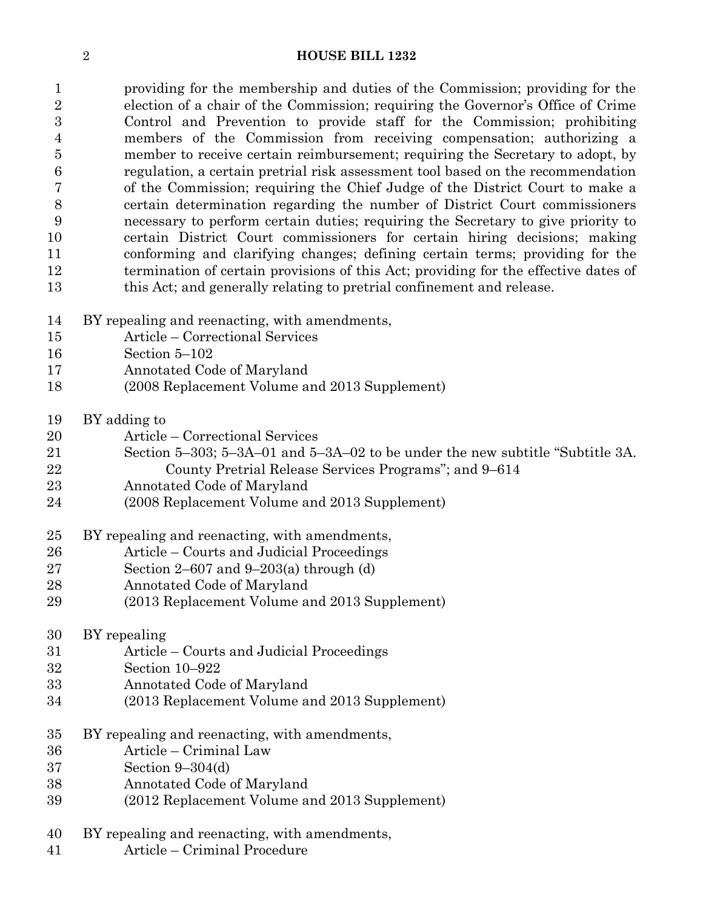providing for the membership and duties of the Commission; providing for the election of a chair of the Commission; requiring the Governor's Office of Crime Control and Prevention to provide staff for the Commission; prohibiting members of the Commission from receiving compensation; authorizing a member to receive certain reimbursement; requiring the Secretary to adopt, by regulation, a certain pretrial risk assessment tool based on the recommendation of the Commission; requiring the Chief Judge of the District Court to make a certain determination regarding the number of District Court commissioners necessary to perform certain duties; requiring the Secretary to give priority to certain District Court commissioners for certain hiring decisions; making conforming and clarifying changes; defining certain terms; providing for the termination of certain provisions of this Act; providing for the effective dates of this Act; and generally relating to pretrial confinement and release.

BY repealing and reenacting, with amendments,
Article – Correctional Services
Section 5–102
Annotated Code of Maryland
(2008 Replacement Volume and 2013 Supplement)

BY adding to
Article – Correctional Services
Section 5–303; 5–3A–01 and 5–3A–02 to be under the new subtitle "Subtitle 3A. County Pretrial Release Services Programs"; and 9–614
Annotated Code of Maryland
(2008 Replacement Volume and 2013 Supplement)

BY repealing and reenacting, with amendments,
Article – Courts and Judicial Proceedings
Section 2–607 and 9–203(a) through (d)
Annotated Code of Maryland
(2013 Replacement Volume and 2013 Supplement)

BY repealing
Article – Courts and Judicial Proceedings
Section 10–922
Annotated Code of Maryland
(2013 Replacement Volume and 2013 Supplement)

BY repealing and reenacting, with amendments,
Article – Criminal Law
Section 9–304(d)
Annotated Code of Maryland
(2012 Replacement Volume and 2013 Supplement)

BY repealing and reenacting, with amendments,
Article – Criminal Procedure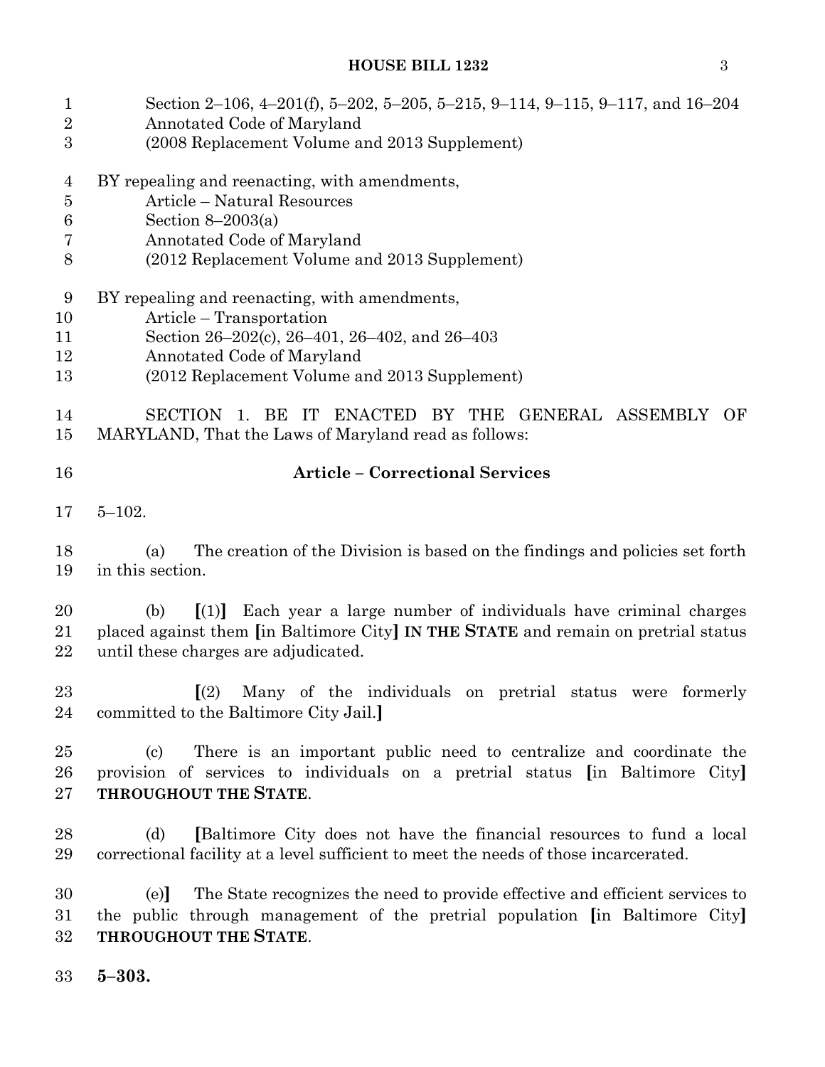Section 2–106, 4–201(f), 5–202, 5–205, 5–215, 9–114, 9–115, 9–117, and 16–204
Annotated Code of Maryland
(2008 Replacement Volume and 2013 Supplement)

BY repealing and reenacting, with amendments,
Article – Natural Resources
Section 8–2003(a)
Annotated Code of Maryland
(2012 Replacement Volume and 2013 Supplement)

BY repealing and reenacting, with amendments,
Article – Transportation
Section 26–202(c), 26–401, 26–402, and 26–403
Annotated Code of Maryland
(2012 Replacement Volume and 2013 Supplement)

SECTION 1. BE IT ENACTED BY THE GENERAL ASSEMBLY OF MARYLAND, That the Laws of Maryland read as follows:

**Article – Correctional Services**

5–102.

(a) The creation of the Division is based on the findings and policies set forth in this section.

(b) **[**(1)**]** Each year a large number of individuals have criminal charges placed against them **[**in Baltimore City**]** **IN THE STATE** and remain on pretrial status until these charges are adjudicated.

**[**(2) Many of the individuals on pretrial status were formerly committed to the Baltimore City Jail.**]**

(c) There is an important public need to centralize and coordinate the provision of services to individuals on a pretrial status **[**in Baltimore City**]** **THROUGHOUT THE STATE**.

(d) **[**Baltimore City does not have the financial resources to fund a local correctional facility at a level sufficient to meet the needs of those incarcerated.

(e)**]** The State recognizes the need to provide effective and efficient services to the public through management of the pretrial population **[**in Baltimore City**]** **THROUGHOUT THE STATE**.

**5–303.**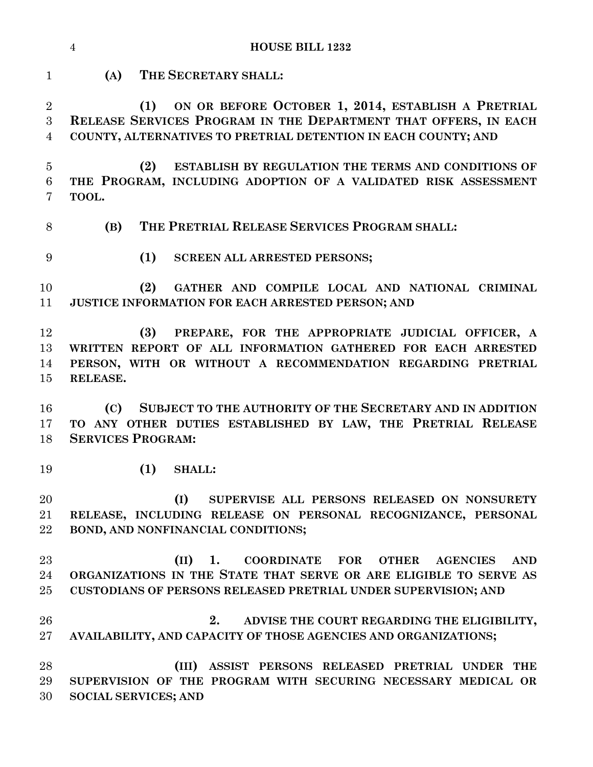**(A) THE SECRETARY SHALL:**

**(1) ON OR BEFORE OCTOBER 1, 2014, ESTABLISH A PRETRIAL RELEASE SERVICES PROGRAM IN THE DEPARTMENT THAT OFFERS, IN EACH COUNTY, ALTERNATIVES TO PRETRIAL DETENTION IN EACH COUNTY; AND**

**(2) ESTABLISH BY REGULATION THE TERMS AND CONDITIONS OF THE PROGRAM, INCLUDING ADOPTION OF A VALIDATED RISK ASSESSMENT TOOL.**

**(B) THE PRETRIAL RELEASE SERVICES PROGRAM SHALL:**

**(1) SCREEN ALL ARRESTED PERSONS;**

**(2) GATHER AND COMPILE LOCAL AND NATIONAL CRIMINAL JUSTICE INFORMATION FOR EACH ARRESTED PERSON; AND**

**(3) PREPARE, FOR THE APPROPRIATE JUDICIAL OFFICER, A WRITTEN REPORT OF ALL INFORMATION GATHERED FOR EACH ARRESTED PERSON, WITH OR WITHOUT A RECOMMENDATION REGARDING PRETRIAL RELEASE.**

**(C) SUBJECT TO THE AUTHORITY OF THE SECRETARY AND IN ADDITION TO ANY OTHER DUTIES ESTABLISHED BY LAW, THE PRETRIAL RELEASE SERVICES PROGRAM:**

**(1) SHALL:**

**(I) SUPERVISE ALL PERSONS RELEASED ON NONSURETY RELEASE, INCLUDING RELEASE ON PERSONAL RECOGNIZANCE, PERSONAL BOND, AND NONFINANCIAL CONDITIONS;**

**(II) 1. COORDINATE FOR OTHER AGENCIES AND ORGANIZATIONS IN THE STATE THAT SERVE OR ARE ELIGIBLE TO SERVE AS CUSTODIANS OF PERSONS RELEASED PRETRIAL UNDER SUPERVISION; AND**

**2. ADVISE THE COURT REGARDING THE ELIGIBILITY, AVAILABILITY, AND CAPACITY OF THOSE AGENCIES AND ORGANIZATIONS;**

**(III) ASSIST PERSONS RELEASED PRETRIAL UNDER THE SUPERVISION OF THE PROGRAM WITH SECURING NECESSARY MEDICAL OR SOCIAL SERVICES; AND**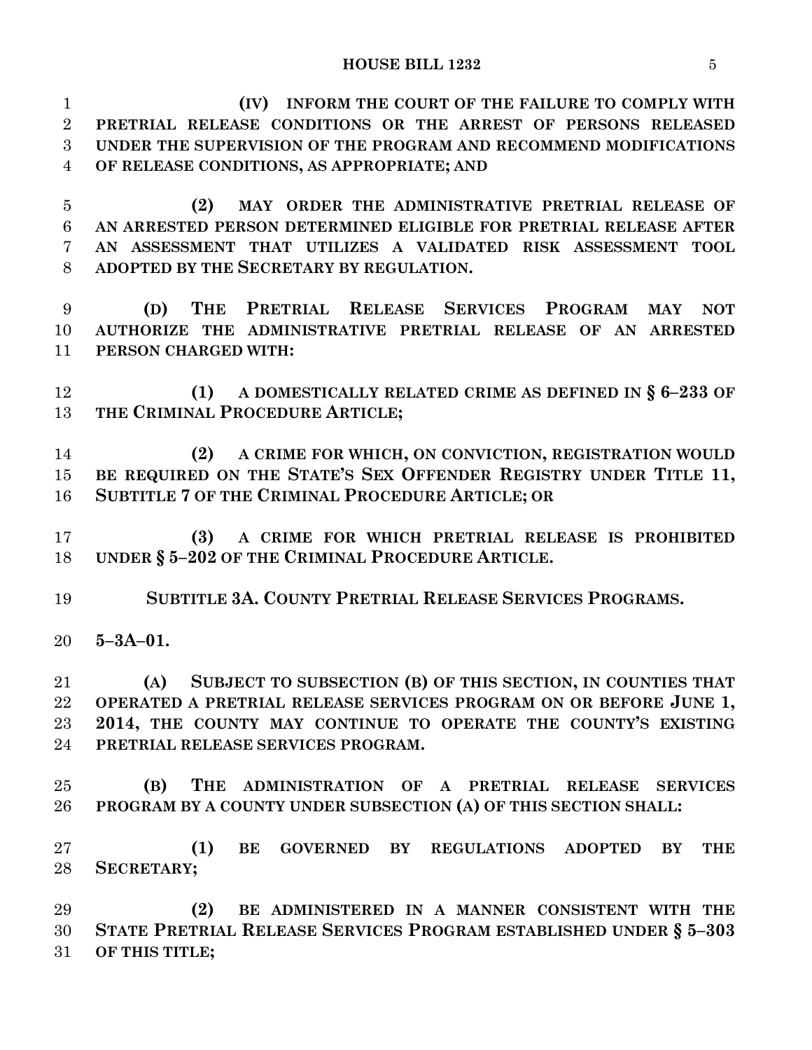**(IV) INFORM THE COURT OF THE FAILURE TO COMPLY WITH PRETRIAL RELEASE CONDITIONS OR THE ARREST OF PERSONS RELEASED UNDER THE SUPERVISION OF THE PROGRAM AND RECOMMEND MODIFICATIONS OF RELEASE CONDITIONS, AS APPROPRIATE; AND**

**(2) MAY ORDER THE ADMINISTRATIVE PRETRIAL RELEASE OF AN ARRESTED PERSON DETERMINED ELIGIBLE FOR PRETRIAL RELEASE AFTER AN ASSESSMENT THAT UTILIZES A VALIDATED RISK ASSESSMENT TOOL ADOPTED BY THE SECRETARY BY REGULATION.**

**(D) THE PRETRIAL RELEASE SERVICES PROGRAM MAY NOT AUTHORIZE THE ADMINISTRATIVE PRETRIAL RELEASE OF AN ARRESTED PERSON CHARGED WITH:**

**(1) A DOMESTICALLY RELATED CRIME AS DEFINED IN § 6–233 OF THE CRIMINAL PROCEDURE ARTICLE;**

**(2) A CRIME FOR WHICH, ON CONVICTION, REGISTRATION WOULD BE REQUIRED ON THE STATE'S SEX OFFENDER REGISTRY UNDER TITLE 11, SUBTITLE 7 OF THE CRIMINAL PROCEDURE ARTICLE; OR**

**(3) A CRIME FOR WHICH PRETRIAL RELEASE IS PROHIBITED UNDER § 5–202 OF THE CRIMINAL PROCEDURE ARTICLE.**

**SUBTITLE 3A. COUNTY PRETRIAL RELEASE SERVICES PROGRAMS.**

**5–3A–01.**

**(A) SUBJECT TO SUBSECTION (B) OF THIS SECTION, IN COUNTIES THAT OPERATED A PRETRIAL RELEASE SERVICES PROGRAM ON OR BEFORE JUNE 1, 2014, THE COUNTY MAY CONTINUE TO OPERATE THE COUNTY'S EXISTING PRETRIAL RELEASE SERVICES PROGRAM.**

**(B) THE ADMINISTRATION OF A PRETRIAL RELEASE SERVICES PROGRAM BY A COUNTY UNDER SUBSECTION (A) OF THIS SECTION SHALL:**

**(1) BE GOVERNED BY REGULATIONS ADOPTED BY THE SECRETARY;**

**(2) BE ADMINISTERED IN A MANNER CONSISTENT WITH THE STATE PRETRIAL RELEASE SERVICES PROGRAM ESTABLISHED UNDER § 5–303 OF THIS TITLE;**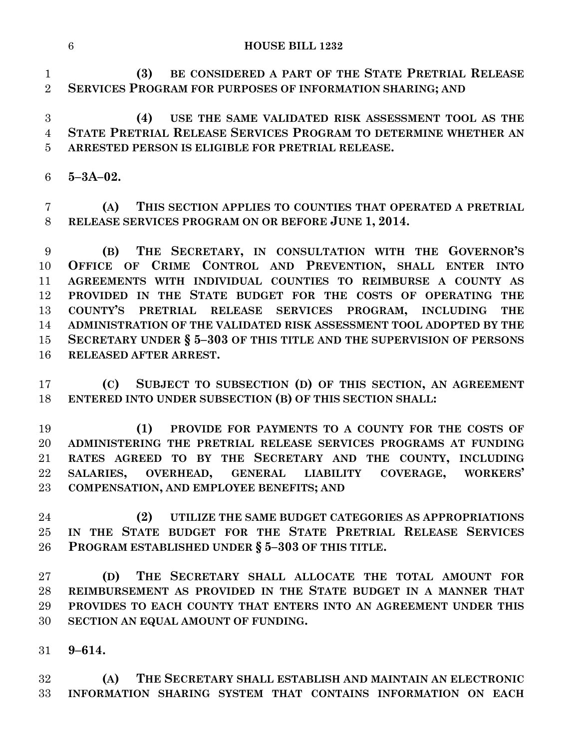**(3) BE CONSIDERED A PART OF THE STATE PRETRIAL RELEASE SERVICES PROGRAM FOR PURPOSES OF INFORMATION SHARING; AND**

**(4) USE THE SAME VALIDATED RISK ASSESSMENT TOOL AS THE STATE PRETRIAL RELEASE SERVICES PROGRAM TO DETERMINE WHETHER AN ARRESTED PERSON IS ELIGIBLE FOR PRETRIAL RELEASE.**

**5–3A–02.**

**(A) THIS SECTION APPLIES TO COUNTIES THAT OPERATED A PRETRIAL RELEASE SERVICES PROGRAM ON OR BEFORE JUNE 1, 2014.**

**(B) THE SECRETARY, IN CONSULTATION WITH THE GOVERNOR'S OFFICE OF CRIME CONTROL AND PREVENTION, SHALL ENTER INTO AGREEMENTS WITH INDIVIDUAL COUNTIES TO REIMBURSE A COUNTY AS PROVIDED IN THE STATE BUDGET FOR THE COSTS OF OPERATING THE COUNTY'S PRETRIAL RELEASE SERVICES PROGRAM, INCLUDING THE ADMINISTRATION OF THE VALIDATED RISK ASSESSMENT TOOL ADOPTED BY THE SECRETARY UNDER § 5–303 OF THIS TITLE AND THE SUPERVISION OF PERSONS RELEASED AFTER ARREST.**

**(C) SUBJECT TO SUBSECTION (D) OF THIS SECTION, AN AGREEMENT ENTERED INTO UNDER SUBSECTION (B) OF THIS SECTION SHALL:**

**(1) PROVIDE FOR PAYMENTS TO A COUNTY FOR THE COSTS OF ADMINISTERING THE PRETRIAL RELEASE SERVICES PROGRAMS AT FUNDING RATES AGREED TO BY THE SECRETARY AND THE COUNTY, INCLUDING SALARIES, OVERHEAD, GENERAL LIABILITY COVERAGE, WORKERS' COMPENSATION, AND EMPLOYEE BENEFITS; AND**

**(2) UTILIZE THE SAME BUDGET CATEGORIES AS APPROPRIATIONS IN THE STATE BUDGET FOR THE STATE PRETRIAL RELEASE SERVICES PROGRAM ESTABLISHED UNDER § 5–303 OF THIS TITLE.**

**(D) THE SECRETARY SHALL ALLOCATE THE TOTAL AMOUNT FOR REIMBURSEMENT AS PROVIDED IN THE STATE BUDGET IN A MANNER THAT PROVIDES TO EACH COUNTY THAT ENTERS INTO AN AGREEMENT UNDER THIS SECTION AN EQUAL AMOUNT OF FUNDING.**

**9–614.**

**(A) THE SECRETARY SHALL ESTABLISH AND MAINTAIN AN ELECTRONIC INFORMATION SHARING SYSTEM THAT CONTAINS INFORMATION ON EACH**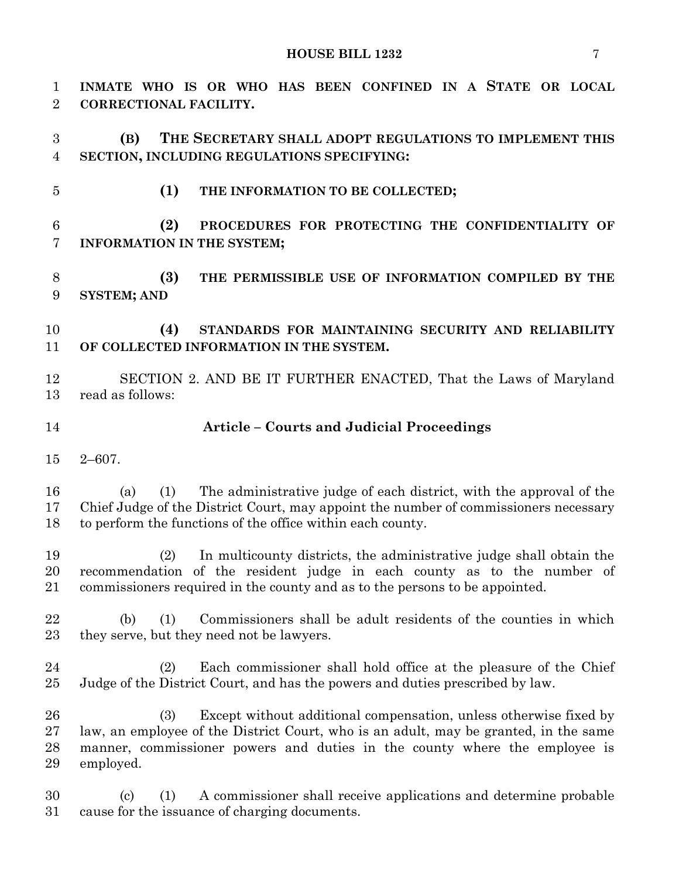**INMATE WHO IS OR WHO HAS BEEN CONFINED IN A STATE OR LOCAL CORRECTIONAL FACILITY.**

**(B) THE SECRETARY SHALL ADOPT REGULATIONS TO IMPLEMENT THIS SECTION, INCLUDING REGULATIONS SPECIFYING:**

**(1) THE INFORMATION TO BE COLLECTED;**

**(2) PROCEDURES FOR PROTECTING THE CONFIDENTIALITY OF INFORMATION IN THE SYSTEM;**

**(3) THE PERMISSIBLE USE OF INFORMATION COMPILED BY THE SYSTEM; AND**

**(4) STANDARDS FOR MAINTAINING SECURITY AND RELIABILITY OF COLLECTED INFORMATION IN THE SYSTEM.**

SECTION 2. AND BE IT FURTHER ENACTED, That the Laws of Maryland read as follows:

## Article – Courts and Judicial Proceedings

2–607.

(a) (1) The administrative judge of each district, with the approval of the Chief Judge of the District Court, may appoint the number of commissioners necessary to perform the functions of the office within each county.

(2) In multicounty districts, the administrative judge shall obtain the recommendation of the resident judge in each county as to the number of commissioners required in the county and as to the persons to be appointed.

(b) (1) Commissioners shall be adult residents of the counties in which they serve, but they need not be lawyers.

(2) Each commissioner shall hold office at the pleasure of the Chief Judge of the District Court, and has the powers and duties prescribed by law.

(3) Except without additional compensation, unless otherwise fixed by law, an employee of the District Court, who is an adult, may be granted, in the same manner, commissioner powers and duties in the county where the employee is employed.

(c) (1) A commissioner shall receive applications and determine probable cause for the issuance of charging documents.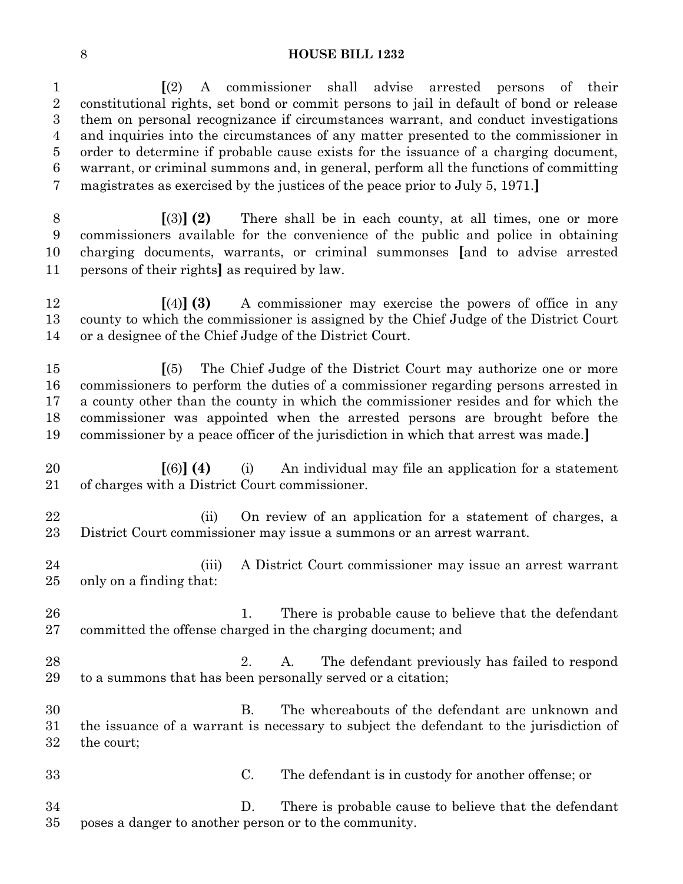[(2) A commissioner shall advise arrested persons of their constitutional rights, set bond or commit persons to jail in default of bond or release them on personal recognizance if circumstances warrant, and conduct investigations and inquiries into the circumstances of any matter presented to the commissioner in order to determine if probable cause exists for the issuance of a charging document, warrant, or criminal summons and, in general, perform all the functions of committing magistrates as exercised by the justices of the peace prior to July 5, 1971.]

[(3)] **(2)** There shall be in each county, at all times, one or more commissioners available for the convenience of the public and police in obtaining charging documents, warrants, or criminal summonses [and to advise arrested persons of their rights] as required by law.

[(4)] **(3)** A commissioner may exercise the powers of office in any county to which the commissioner is assigned by the Chief Judge of the District Court or a designee of the Chief Judge of the District Court.

[(5) The Chief Judge of the District Court may authorize one or more commissioners to perform the duties of a commissioner regarding persons arrested in a county other than the county in which the commissioner resides and for which the commissioner was appointed when the arrested persons are brought before the commissioner by a peace officer of the jurisdiction in which that arrest was made.]

[(6)] **(4)** (i) An individual may file an application for a statement of charges with a District Court commissioner.

(ii) On review of an application for a statement of charges, a District Court commissioner may issue a summons or an arrest warrant.

(iii) A District Court commissioner may issue an arrest warrant only on a finding that:

1. There is probable cause to believe that the defendant committed the offense charged in the charging document; and

2. A. The defendant previously has failed to respond to a summons that has been personally served or a citation;

B. The whereabouts of the defendant are unknown and the issuance of a warrant is necessary to subject the defendant to the jurisdiction of the court;

C. The defendant is in custody for another offense; or

D. There is probable cause to believe that the defendant poses a danger to another person or to the community.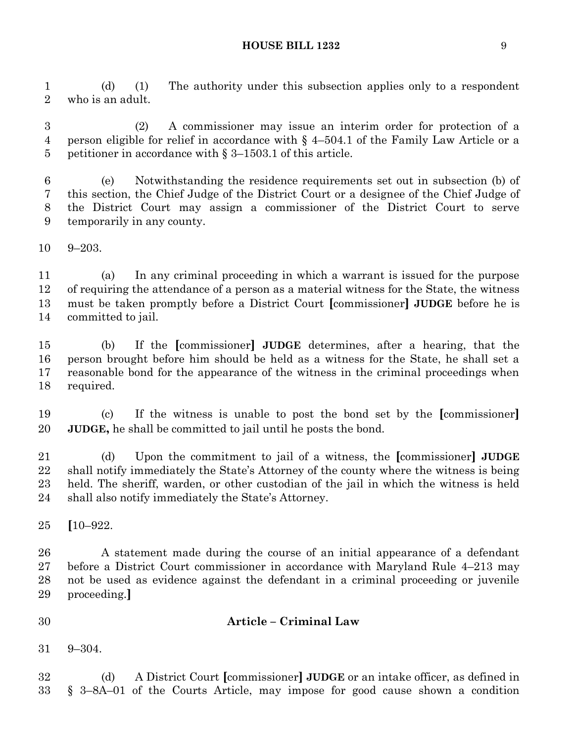(d) (1) The authority under this subsection applies only to a respondent who is an adult.

(2) A commissioner may issue an interim order for protection of a person eligible for relief in accordance with § 4–504.1 of the Family Law Article or a petitioner in accordance with § 3–1503.1 of this article.

(e) Notwithstanding the residence requirements set out in subsection (b) of this section, the Chief Judge of the District Court or a designee of the Chief Judge of the District Court may assign a commissioner of the District Court to serve temporarily in any county.

9–203.

(a) In any criminal proceeding in which a warrant is issued for the purpose of requiring the attendance of a person as a material witness for the State, the witness must be taken promptly before a District Court **[**commissioner**]** **JUDGE** before he is committed to jail.

(b) If the **[**commissioner**]** **JUDGE** determines, after a hearing, that the person brought before him should be held as a witness for the State, he shall set a reasonable bond for the appearance of the witness in the criminal proceedings when required.

(c) If the witness is unable to post the bond set by the **[**commissioner**]** **JUDGE,** he shall be committed to jail until he posts the bond.

(d) Upon the commitment to jail of a witness, the **[**commissioner**]** **JUDGE** shall notify immediately the State's Attorney of the county where the witness is being held. The sheriff, warden, or other custodian of the jail in which the witness is held shall also notify immediately the State's Attorney.

**[**10–922.

A statement made during the course of an initial appearance of a defendant before a District Court commissioner in accordance with Maryland Rule 4–213 may not be used as evidence against the defendant in a criminal proceeding or juvenile proceeding.**]**

## Article – Criminal Law

9–304.

(d) A District Court **[**commissioner**]** **JUDGE** or an intake officer, as defined in § 3–8A–01 of the Courts Article, may impose for good cause shown a condition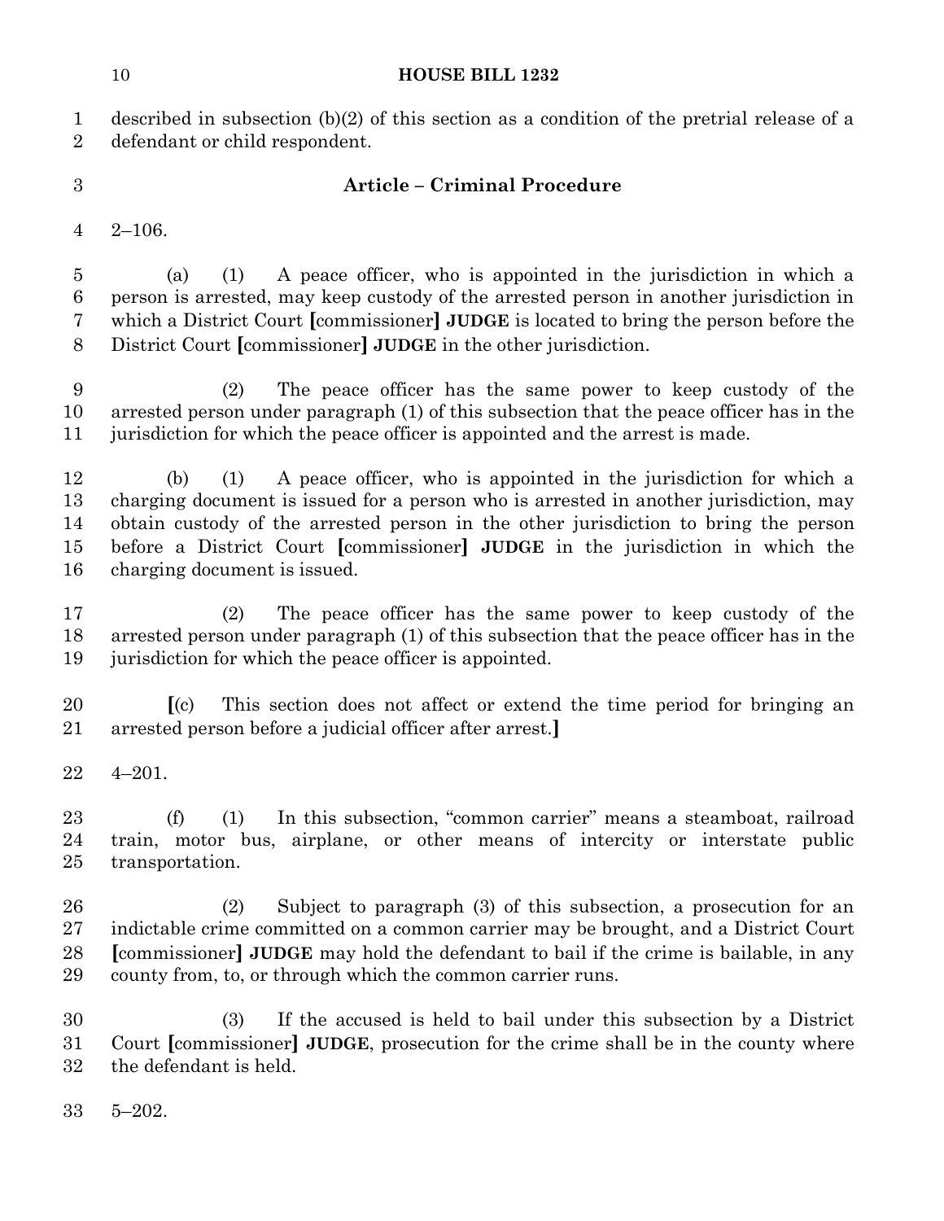described in subsection (b)(2) of this section as a condition of the pretrial release of a defendant or child respondent.

## Article – Criminal Procedure

2–106.

(a) (1) A peace officer, who is appointed in the jurisdiction in which a person is arrested, may keep custody of the arrested person in another jurisdiction in which a District Court [commissioner] **JUDGE** is located to bring the person before the District Court [commissioner] **JUDGE** in the other jurisdiction.

(2) The peace officer has the same power to keep custody of the arrested person under paragraph (1) of this subsection that the peace officer has in the jurisdiction for which the peace officer is appointed and the arrest is made.

(b) (1) A peace officer, who is appointed in the jurisdiction for which a charging document is issued for a person who is arrested in another jurisdiction, may obtain custody of the arrested person in the other jurisdiction to bring the person before a District Court [commissioner] **JUDGE** in the jurisdiction in which the charging document is issued.

(2) The peace officer has the same power to keep custody of the arrested person under paragraph (1) of this subsection that the peace officer has in the jurisdiction for which the peace officer is appointed.

[(c) This section does not affect or extend the time period for bringing an arrested person before a judicial officer after arrest.]

4–201.

(f) (1) In this subsection, "common carrier" means a steamboat, railroad train, motor bus, airplane, or other means of intercity or interstate public transportation.

(2) Subject to paragraph (3) of this subsection, a prosecution for an indictable crime committed on a common carrier may be brought, and a District Court [commissioner] **JUDGE** may hold the defendant to bail if the crime is bailable, in any county from, to, or through which the common carrier runs.

(3) If the accused is held to bail under this subsection by a District Court [commissioner] **JUDGE**, prosecution for the crime shall be in the county where the defendant is held.

5–202.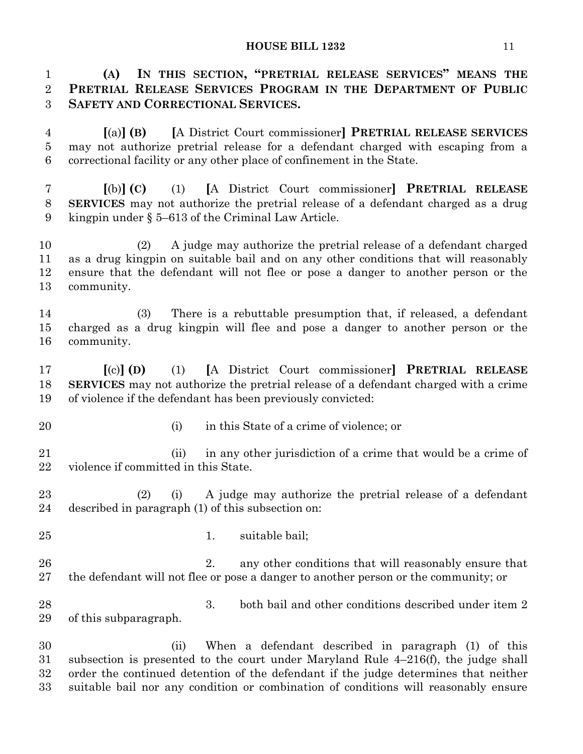**(A) IN THIS SECTION, "PRETRIAL RELEASE SERVICES" MEANS THE PRETRIAL RELEASE SERVICES PROGRAM IN THE DEPARTMENT OF PUBLIC SAFETY AND CORRECTIONAL SERVICES.**

[(a)] **(B)** [A District Court commissioner] **PRETRIAL RELEASE SERVICES** may not authorize pretrial release for a defendant charged with escaping from a correctional facility or any other place of confinement in the State.

[(b)] **(C)** (1) [A District Court commissioner] **PRETRIAL RELEASE SERVICES** may not authorize the pretrial release of a defendant charged as a drug kingpin under § 5–613 of the Criminal Law Article.

(2) A judge may authorize the pretrial release of a defendant charged as a drug kingpin on suitable bail and on any other conditions that will reasonably ensure that the defendant will not flee or pose a danger to another person or the community.

(3) There is a rebuttable presumption that, if released, a defendant charged as a drug kingpin will flee and pose a danger to another person or the community.

[(c)] **(D)** (1) [A District Court commissioner] **PRETRIAL RELEASE SERVICES** may not authorize the pretrial release of a defendant charged with a crime of violence if the defendant has been previously convicted:

(i) in this State of a crime of violence; or

(ii) in any other jurisdiction of a crime that would be a crime of violence if committed in this State.

(2) (i) A judge may authorize the pretrial release of a defendant described in paragraph (1) of this subsection on:

1. suitable bail;

2. any other conditions that will reasonably ensure that the defendant will not flee or pose a danger to another person or the community; or

3. both bail and other conditions described under item 2 of this subparagraph.

(ii) When a defendant described in paragraph (1) of this subsection is presented to the court under Maryland Rule 4–216(f), the judge shall order the continued detention of the defendant if the judge determines that neither suitable bail nor any condition or combination of conditions will reasonably ensure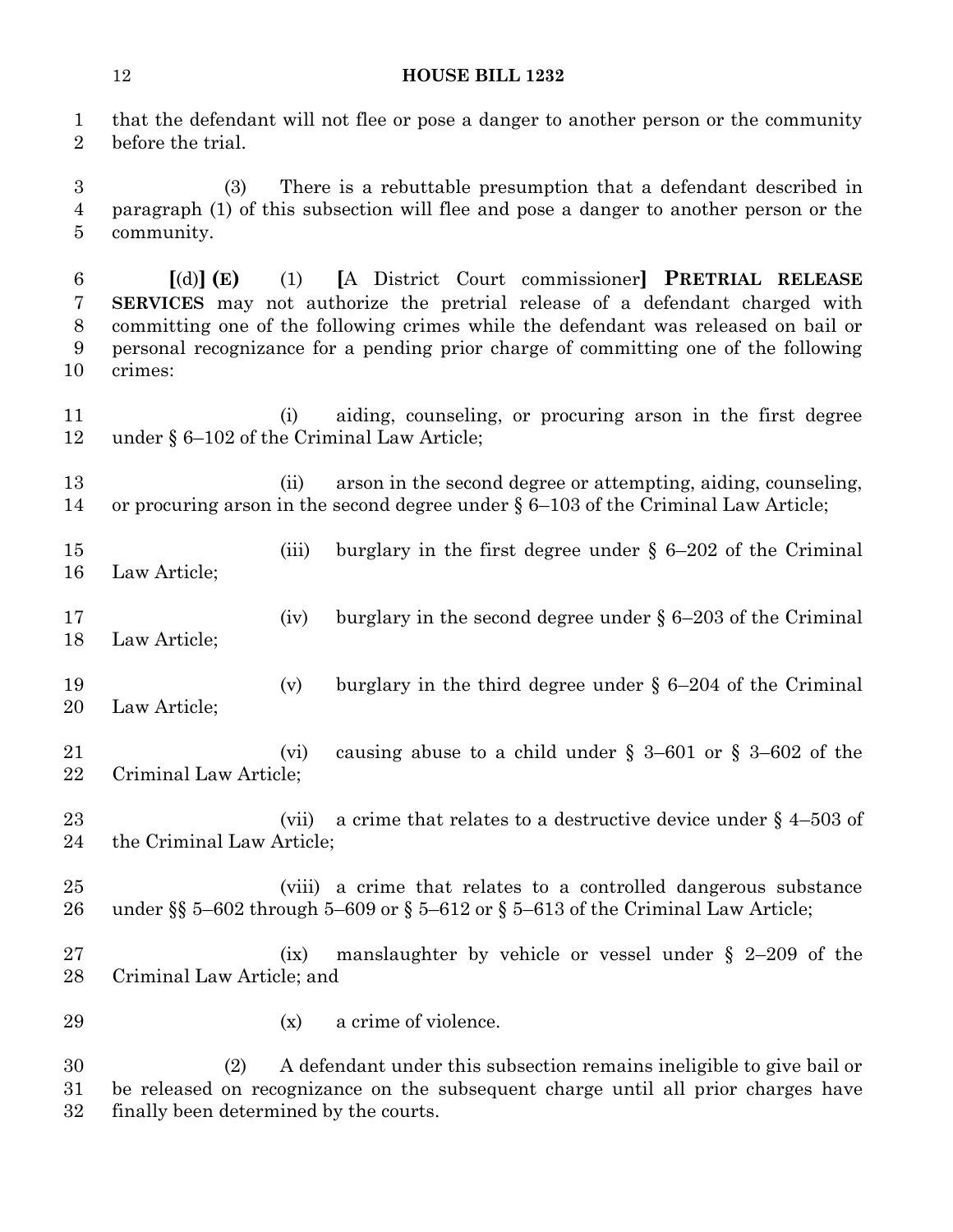that the defendant will not flee or pose a danger to another person or the community before the trial.

(3) There is a rebuttable presumption that a defendant described in paragraph (1) of this subsection will flee and pose a danger to another person or the community.

[(d)] **(E)** (1) [A District Court commissioner] **PRETRIAL RELEASE SERVICES** may not authorize the pretrial release of a defendant charged with committing one of the following crimes while the defendant was released on bail or personal recognizance for a pending prior charge of committing one of the following crimes:

(i) aiding, counseling, or procuring arson in the first degree under § 6–102 of the Criminal Law Article;

(ii) arson in the second degree or attempting, aiding, counseling, or procuring arson in the second degree under § 6–103 of the Criminal Law Article;

(iii) burglary in the first degree under § 6–202 of the Criminal Law Article;

(iv) burglary in the second degree under § 6–203 of the Criminal Law Article;

(v) burglary in the third degree under § 6–204 of the Criminal Law Article;

(vi) causing abuse to a child under § 3–601 or § 3–602 of the Criminal Law Article;

(vii) a crime that relates to a destructive device under § 4–503 of the Criminal Law Article;

(viii) a crime that relates to a controlled dangerous substance under §§ 5–602 through 5–609 or § 5–612 or § 5–613 of the Criminal Law Article;

(ix) manslaughter by vehicle or vessel under § 2–209 of the Criminal Law Article; and

(x) a crime of violence.

(2) A defendant under this subsection remains ineligible to give bail or be released on recognizance on the subsequent charge until all prior charges have finally been determined by the courts.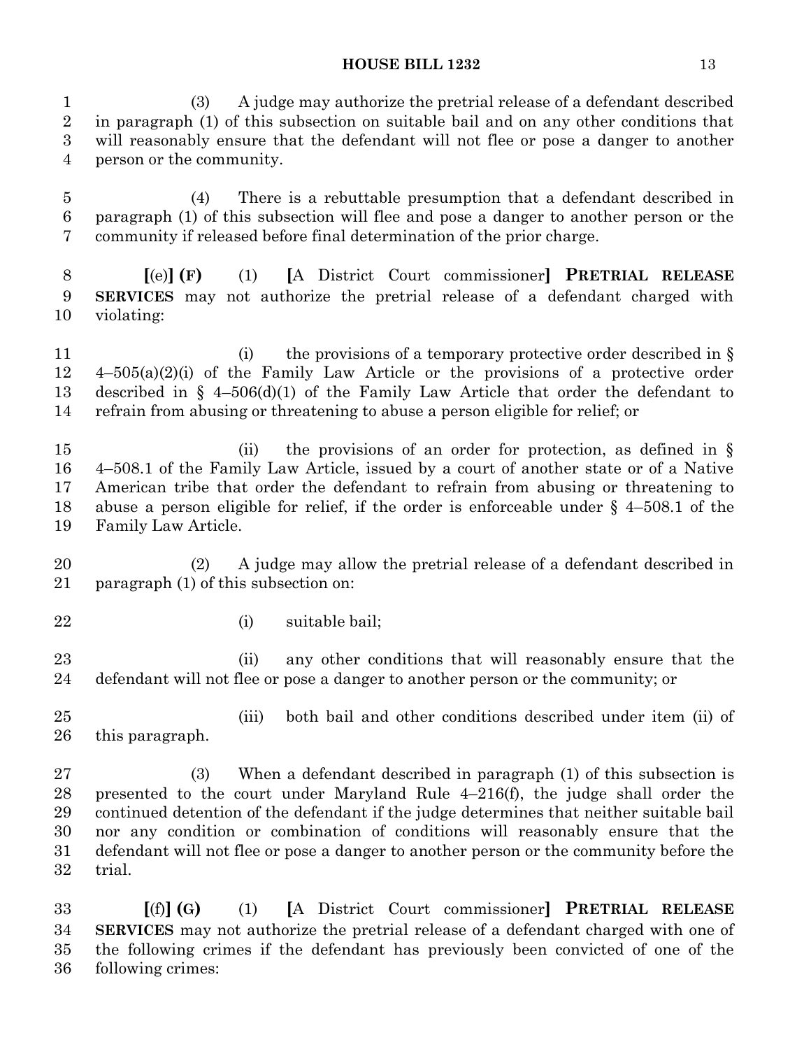(3) A judge may authorize the pretrial release of a defendant described in paragraph (1) of this subsection on suitable bail and on any other conditions that will reasonably ensure that the defendant will not flee or pose a danger to another person or the community.

(4) There is a rebuttable presumption that a defendant described in paragraph (1) of this subsection will flee and pose a danger to another person or the community if released before final determination of the prior charge.

**[**(e)**] (F)** (1) **[**A District Court commissioner**] PRETRIAL RELEASE SERVICES** may not authorize the pretrial release of a defendant charged with violating:

(i) the provisions of a temporary protective order described in § 4–505(a)(2)(i) of the Family Law Article or the provisions of a protective order described in § 4–506(d)(1) of the Family Law Article that order the defendant to refrain from abusing or threatening to abuse a person eligible for relief; or

(ii) the provisions of an order for protection, as defined in § 4–508.1 of the Family Law Article, issued by a court of another state or of a Native American tribe that order the defendant to refrain from abusing or threatening to abuse a person eligible for relief, if the order is enforceable under § 4–508.1 of the Family Law Article.

(2) A judge may allow the pretrial release of a defendant described in paragraph (1) of this subsection on:

(i) suitable bail;

(ii) any other conditions that will reasonably ensure that the defendant will not flee or pose a danger to another person or the community; or

(iii) both bail and other conditions described under item (ii) of this paragraph.

(3) When a defendant described in paragraph (1) of this subsection is presented to the court under Maryland Rule 4–216(f), the judge shall order the continued detention of the defendant if the judge determines that neither suitable bail nor any condition or combination of conditions will reasonably ensure that the defendant will not flee or pose a danger to another person or the community before the trial.

**[**(f)**] (G)** (1) **[**A District Court commissioner**] PRETRIAL RELEASE SERVICES** may not authorize the pretrial release of a defendant charged with one of the following crimes if the defendant has previously been convicted of one of the following crimes: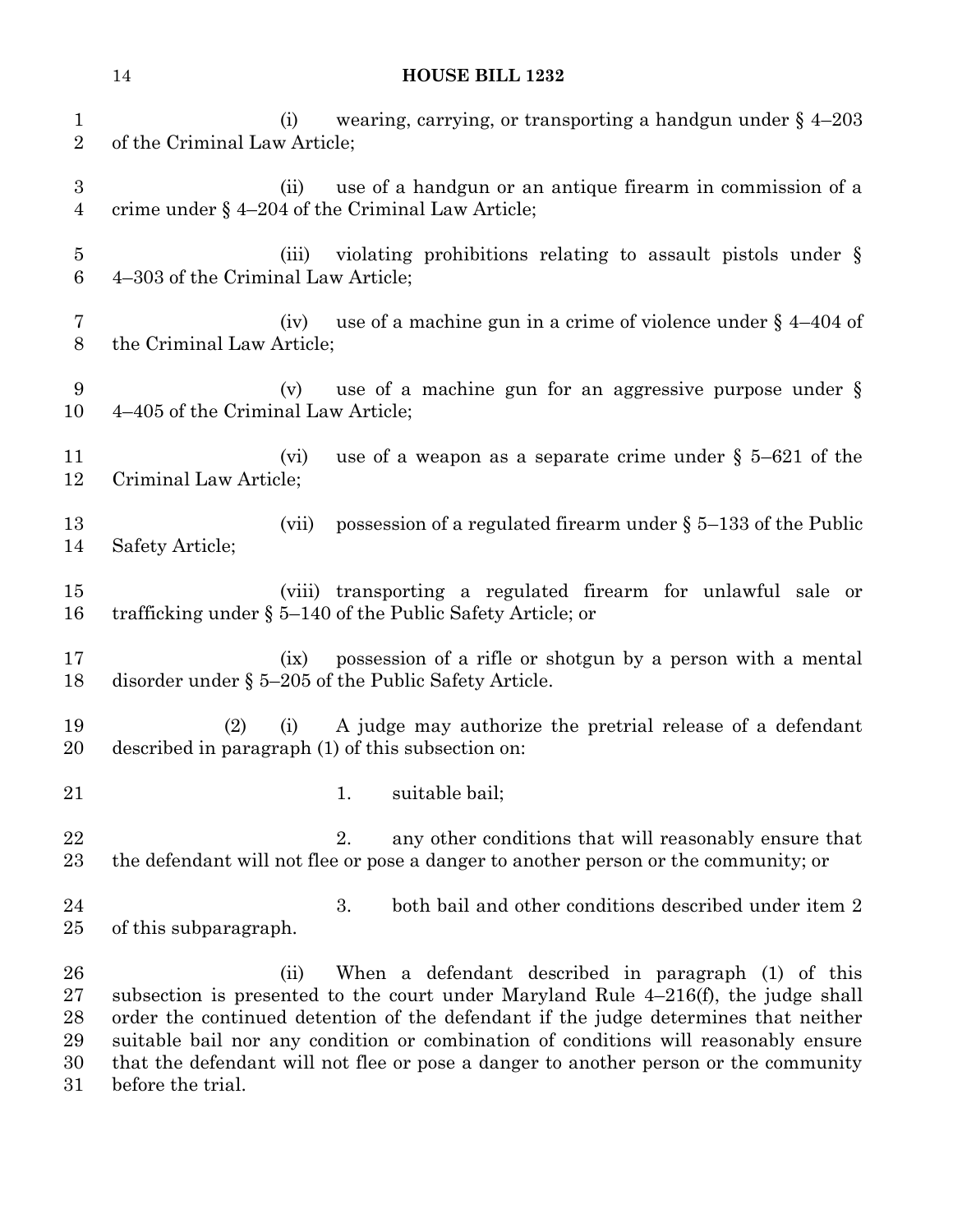(i) wearing, carrying, or transporting a handgun under § 4–203 of the Criminal Law Article;

(ii) use of a handgun or an antique firearm in commission of a crime under § 4–204 of the Criminal Law Article;

(iii) violating prohibitions relating to assault pistols under § 4–303 of the Criminal Law Article;

(iv) use of a machine gun in a crime of violence under § 4–404 of the Criminal Law Article;

(v) use of a machine gun for an aggressive purpose under § 4–405 of the Criminal Law Article;

(vi) use of a weapon as a separate crime under § 5–621 of the Criminal Law Article;

(vii) possession of a regulated firearm under § 5–133 of the Public Safety Article;

(viii) transporting a regulated firearm for unlawful sale or trafficking under § 5–140 of the Public Safety Article; or

(ix) possession of a rifle or shotgun by a person with a mental disorder under § 5–205 of the Public Safety Article.

(2) (i) A judge may authorize the pretrial release of a defendant described in paragraph (1) of this subsection on:

1. suitable bail;

2. any other conditions that will reasonably ensure that the defendant will not flee or pose a danger to another person or the community; or

3. both bail and other conditions described under item 2 of this subparagraph.

(ii) When a defendant described in paragraph (1) of this subsection is presented to the court under Maryland Rule 4–216(f), the judge shall order the continued detention of the defendant if the judge determines that neither suitable bail nor any condition or combination of conditions will reasonably ensure that the defendant will not flee or pose a danger to another person or the community before the trial.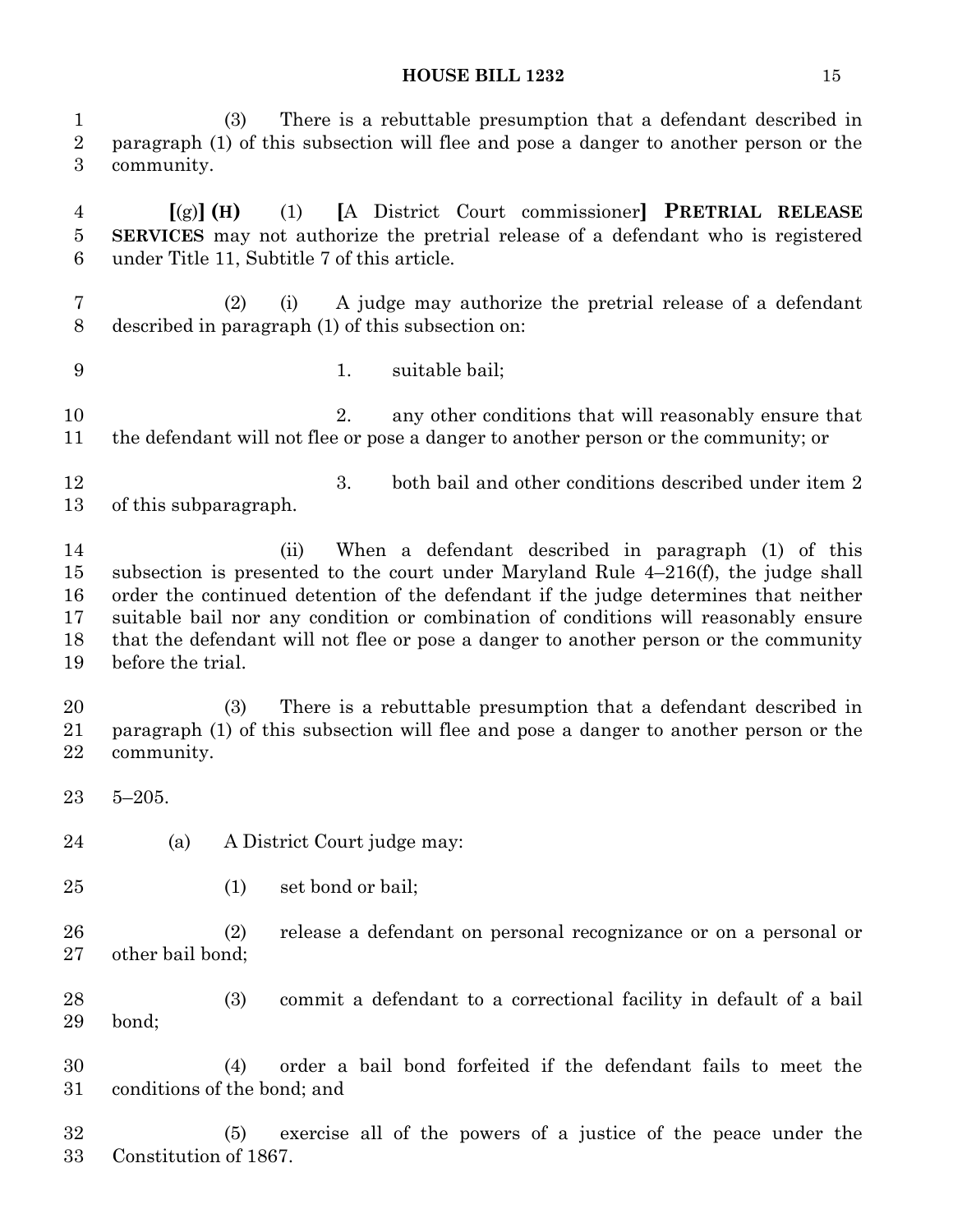(3) There is a rebuttable presumption that a defendant described in paragraph (1) of this subsection will flee and pose a danger to another person or the community.

[(g)] **(H)** (1) [A District Court commissioner] **PRETRIAL RELEASE SERVICES** may not authorize the pretrial release of a defendant who is registered under Title 11, Subtitle 7 of this article.

(2) (i) A judge may authorize the pretrial release of a defendant described in paragraph (1) of this subsection on:

1. suitable bail;

2. any other conditions that will reasonably ensure that the defendant will not flee or pose a danger to another person or the community; or

3. both bail and other conditions described under item 2 of this subparagraph.

(ii) When a defendant described in paragraph (1) of this subsection is presented to the court under Maryland Rule 4–216(f), the judge shall order the continued detention of the defendant if the judge determines that neither suitable bail nor any condition or combination of conditions will reasonably ensure that the defendant will not flee or pose a danger to another person or the community before the trial.

(3) There is a rebuttable presumption that a defendant described in paragraph (1) of this subsection will flee and pose a danger to another person or the community.

5–205.

(a) A District Court judge may:

(1) set bond or bail;

(2) release a defendant on personal recognizance or on a personal or other bail bond;

(3) commit a defendant to a correctional facility in default of a bail bond;

(4) order a bail bond forfeited if the defendant fails to meet the conditions of the bond; and

(5) exercise all of the powers of a justice of the peace under the Constitution of 1867.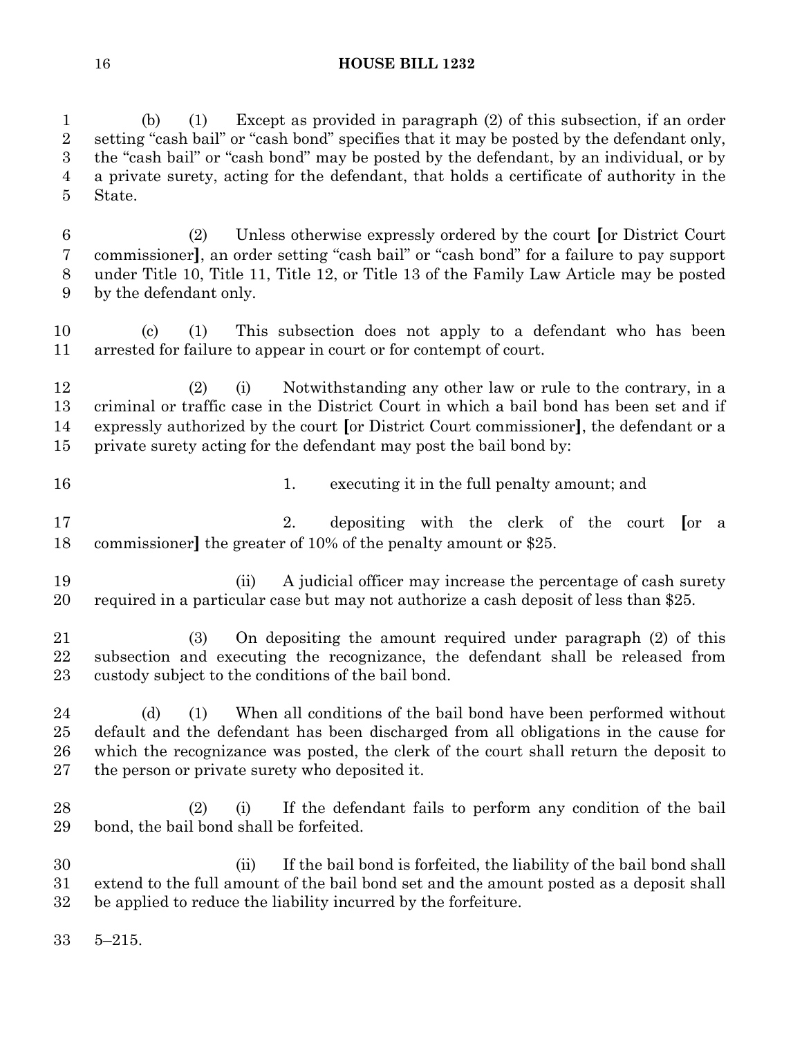(b) (1) Except as provided in paragraph (2) of this subsection, if an order setting "cash bail" or "cash bond" specifies that it may be posted by the defendant only, the "cash bail" or "cash bond" may be posted by the defendant, by an individual, or by a private surety, acting for the defendant, that holds a certificate of authority in the State.

(2) Unless otherwise expressly ordered by the court [or District Court commissioner], an order setting "cash bail" or "cash bond" for a failure to pay support under Title 10, Title 11, Title 12, or Title 13 of the Family Law Article may be posted by the defendant only.

(c) (1) This subsection does not apply to a defendant who has been arrested for failure to appear in court or for contempt of court.

(2) (i) Notwithstanding any other law or rule to the contrary, in a criminal or traffic case in the District Court in which a bail bond has been set and if expressly authorized by the court [or District Court commissioner], the defendant or a private surety acting for the defendant may post the bail bond by:

1. executing it in the full penalty amount; and

2. depositing with the clerk of the court [or a commissioner] the greater of 10% of the penalty amount or $25.

(ii) A judicial officer may increase the percentage of cash surety required in a particular case but may not authorize a cash deposit of less than $25.

(3) On depositing the amount required under paragraph (2) of this subsection and executing the recognizance, the defendant shall be released from custody subject to the conditions of the bail bond.

(d) (1) When all conditions of the bail bond have been performed without default and the defendant has been discharged from all obligations in the cause for which the recognizance was posted, the clerk of the court shall return the deposit to the person or private surety who deposited it.

(2) (i) If the defendant fails to perform any condition of the bail bond, the bail bond shall be forfeited.

(ii) If the bail bond is forfeited, the liability of the bail bond shall extend to the full amount of the bail bond set and the amount posted as a deposit shall be applied to reduce the liability incurred by the forfeiture.

5–215.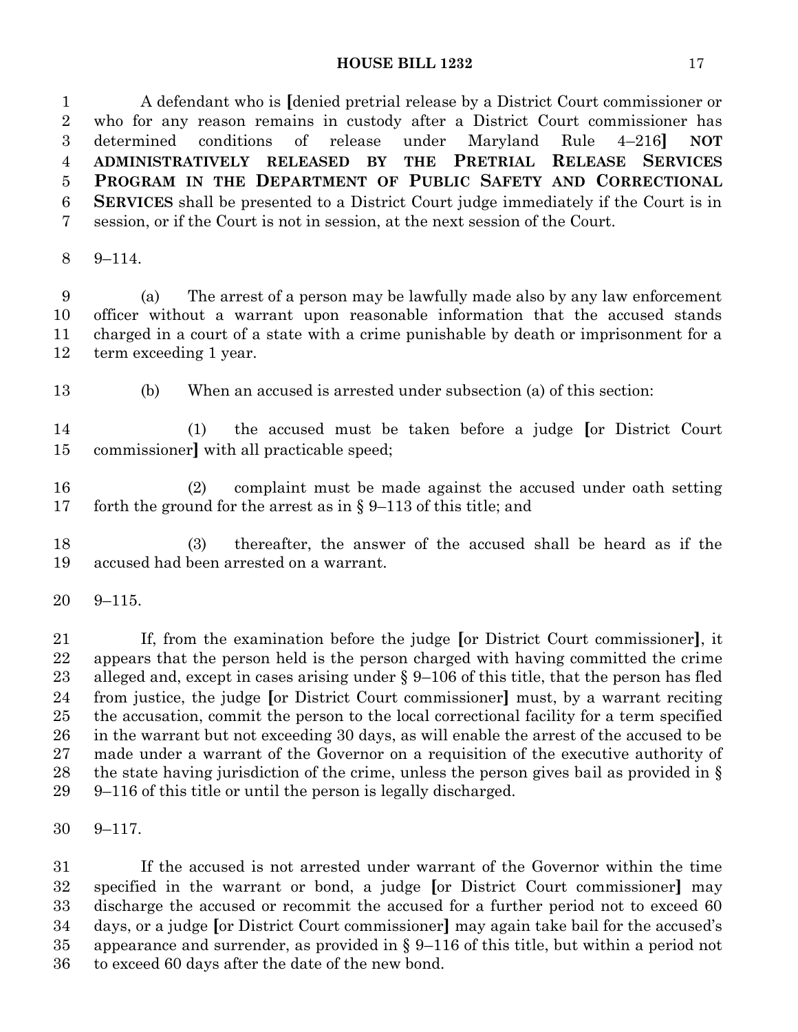A defendant who is [denied pretrial release by a District Court commissioner or who for any reason remains in custody after a District Court commissioner has determined conditions of release under Maryland Rule 4–216] **NOT ADMINISTRATIVELY RELEASED BY THE PRETRIAL RELEASE SERVICES PROGRAM IN THE DEPARTMENT OF PUBLIC SAFETY AND CORRECTIONAL SERVICES** shall be presented to a District Court judge immediately if the Court is in session, or if the Court is not in session, at the next session of the Court.

9–114.

(a) The arrest of a person may be lawfully made also by any law enforcement officer without a warrant upon reasonable information that the accused stands charged in a court of a state with a crime punishable by death or imprisonment for a term exceeding 1 year.

(b) When an accused is arrested under subsection (a) of this section:

(1) the accused must be taken before a judge [or District Court commissioner] with all practicable speed;

(2) complaint must be made against the accused under oath setting forth the ground for the arrest as in § 9–113 of this title; and

(3) thereafter, the answer of the accused shall be heard as if the accused had been arrested on a warrant.

9–115.

If, from the examination before the judge [or District Court commissioner], it appears that the person held is the person charged with having committed the crime alleged and, except in cases arising under § 9–106 of this title, that the person has fled from justice, the judge [or District Court commissioner] must, by a warrant reciting the accusation, commit the person to the local correctional facility for a term specified in the warrant but not exceeding 30 days, as will enable the arrest of the accused to be made under a warrant of the Governor on a requisition of the executive authority of the state having jurisdiction of the crime, unless the person gives bail as provided in § 9–116 of this title or until the person is legally discharged.

9–117.

If the accused is not arrested under warrant of the Governor within the time specified in the warrant or bond, a judge [or District Court commissioner] may discharge the accused or recommit the accused for a further period not to exceed 60 days, or a judge [or District Court commissioner] may again take bail for the accused's appearance and surrender, as provided in § 9–116 of this title, but within a period not to exceed 60 days after the date of the new bond.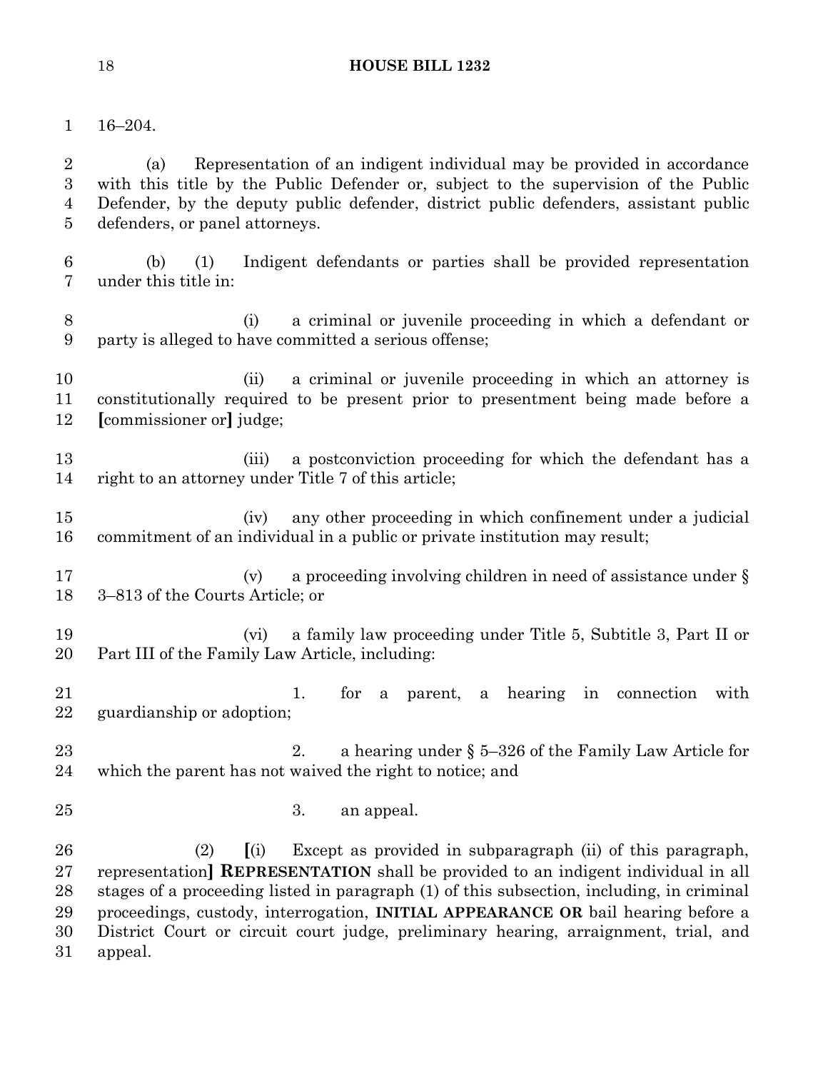16–204.

(a) Representation of an indigent individual may be provided in accordance with this title by the Public Defender or, subject to the supervision of the Public Defender, by the deputy public defender, district public defenders, assistant public defenders, or panel attorneys.

(b) (1) Indigent defendants or parties shall be provided representation under this title in:

(i) a criminal or juvenile proceeding in which a defendant or party is alleged to have committed a serious offense;

(ii) a criminal or juvenile proceeding in which an attorney is constitutionally required to be present prior to presentment being made before a [commissioner or] judge;

(iii) a postconviction proceeding for which the defendant has a right to an attorney under Title 7 of this article;

(iv) any other proceeding in which confinement under a judicial commitment of an individual in a public or private institution may result;

(v) a proceeding involving children in need of assistance under § 3–813 of the Courts Article; or

(vi) a family law proceeding under Title 5, Subtitle 3, Part II or Part III of the Family Law Article, including:

1. for a parent, a hearing in connection with guardianship or adoption;

2. a hearing under § 5–326 of the Family Law Article for which the parent has not waived the right to notice; and

3. an appeal.

(2) [(i) Except as provided in subparagraph (ii) of this paragraph, representation] **REPRESENTATION** shall be provided to an indigent individual in all stages of a proceeding listed in paragraph (1) of this subsection, including, in criminal proceedings, custody, interrogation, **INITIAL APPEARANCE OR** bail hearing before a District Court or circuit court judge, preliminary hearing, arraignment, trial, and appeal.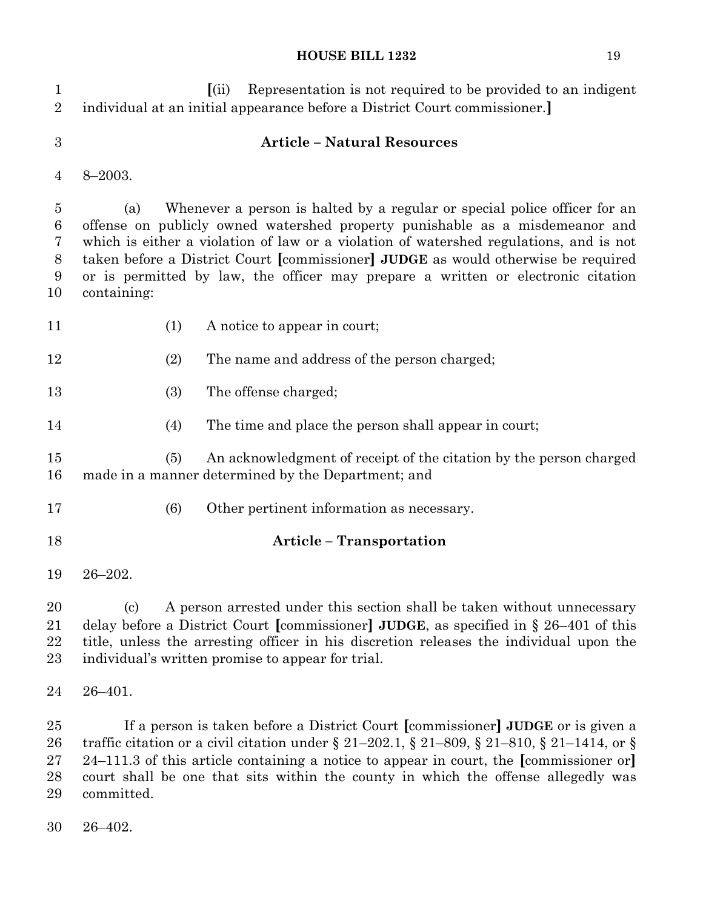[(ii) Representation is not required to be provided to an indigent individual at an initial appearance before a District Court commissioner.]

## Article – Natural Resources

8–2003.

(a) Whenever a person is halted by a regular or special police officer for an offense on publicly owned watershed property punishable as a misdemeanor and which is either a violation of law or a violation of watershed regulations, and is not taken before a District Court [commissioner] **JUDGE** as would otherwise be required or is permitted by law, the officer may prepare a written or electronic citation containing:

(1) A notice to appear in court;

(2) The name and address of the person charged;

(3) The offense charged;

(4) The time and place the person shall appear in court;

(5) An acknowledgment of receipt of the citation by the person charged made in a manner determined by the Department; and

(6) Other pertinent information as necessary.

## Article – Transportation

26–202.

(c) A person arrested under this section shall be taken without unnecessary delay before a District Court [commissioner] **JUDGE**, as specified in § 26–401 of this title, unless the arresting officer in his discretion releases the individual upon the individual's written promise to appear for trial.

26–401.

If a person is taken before a District Court [commissioner] **JUDGE** or is given a traffic citation or a civil citation under § 21–202.1, § 21–809, § 21–810, § 21–1414, or § 24–111.3 of this article containing a notice to appear in court, the [commissioner or] court shall be one that sits within the county in which the offense allegedly was committed.

26–402.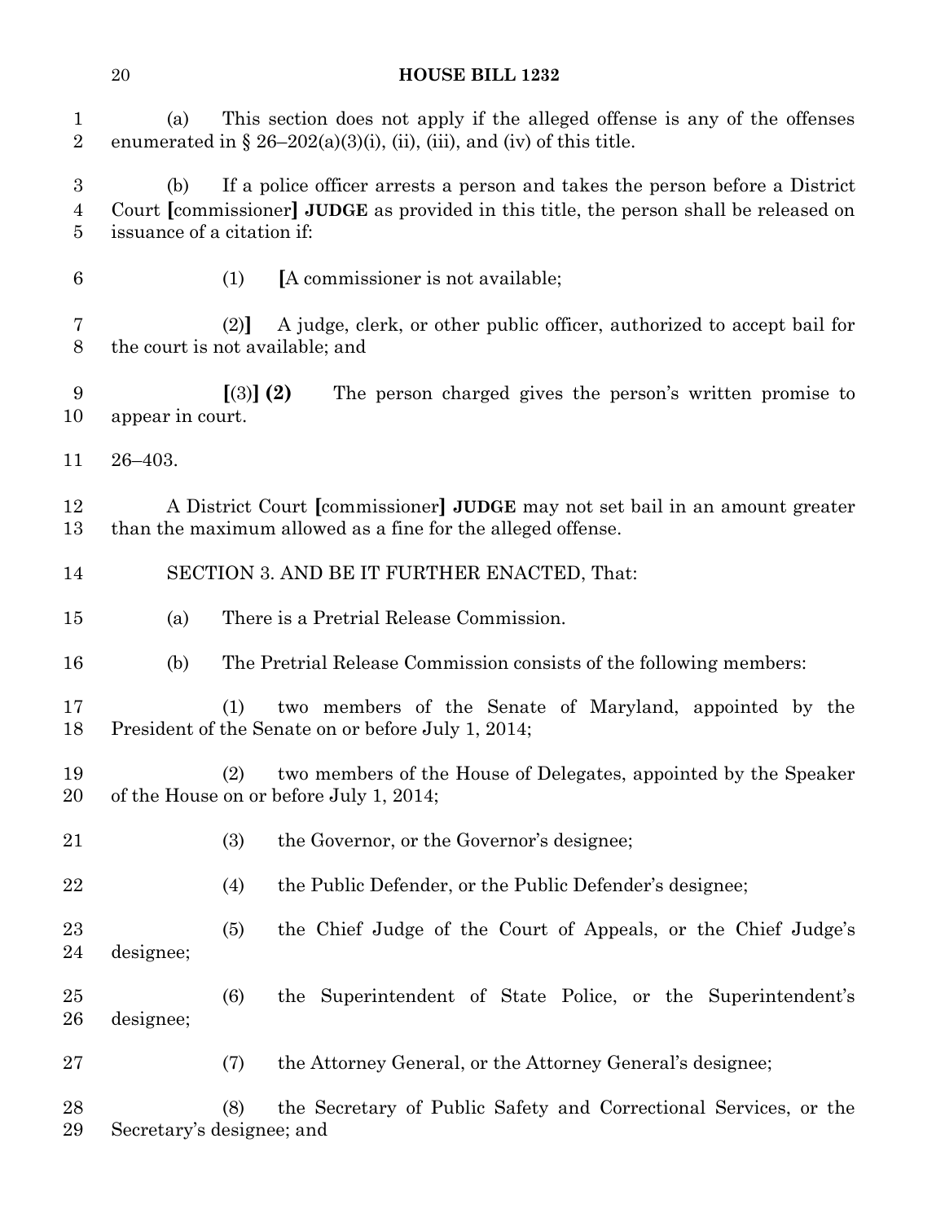(a) This section does not apply if the alleged offense is any of the offenses enumerated in § 26–202(a)(3)(i), (ii), (iii), and (iv) of this title.

(b) If a police officer arrests a person and takes the person before a District Court [commissioner] **JUDGE** as provided in this title, the person shall be released on issuance of a citation if:

(1) [A commissioner is not available;

(2)] A judge, clerk, or other public officer, authorized to accept bail for the court is not available; and

[(3)] **(2)** The person charged gives the person's written promise to appear in court.

26–403.

A District Court [commissioner] **JUDGE** may not set bail in an amount greater than the maximum allowed as a fine for the alleged offense.

SECTION 3. AND BE IT FURTHER ENACTED, That:

(a) There is a Pretrial Release Commission.

(b) The Pretrial Release Commission consists of the following members:

(1) two members of the Senate of Maryland, appointed by the President of the Senate on or before July 1, 2014;

(2) two members of the House of Delegates, appointed by the Speaker of the House on or before July 1, 2014;

(3) the Governor, or the Governor's designee;

(4) the Public Defender, or the Public Defender's designee;

(5) the Chief Judge of the Court of Appeals, or the Chief Judge's designee;

(6) the Superintendent of State Police, or the Superintendent's designee;

(7) the Attorney General, or the Attorney General's designee;

(8) the Secretary of Public Safety and Correctional Services, or the Secretary's designee; and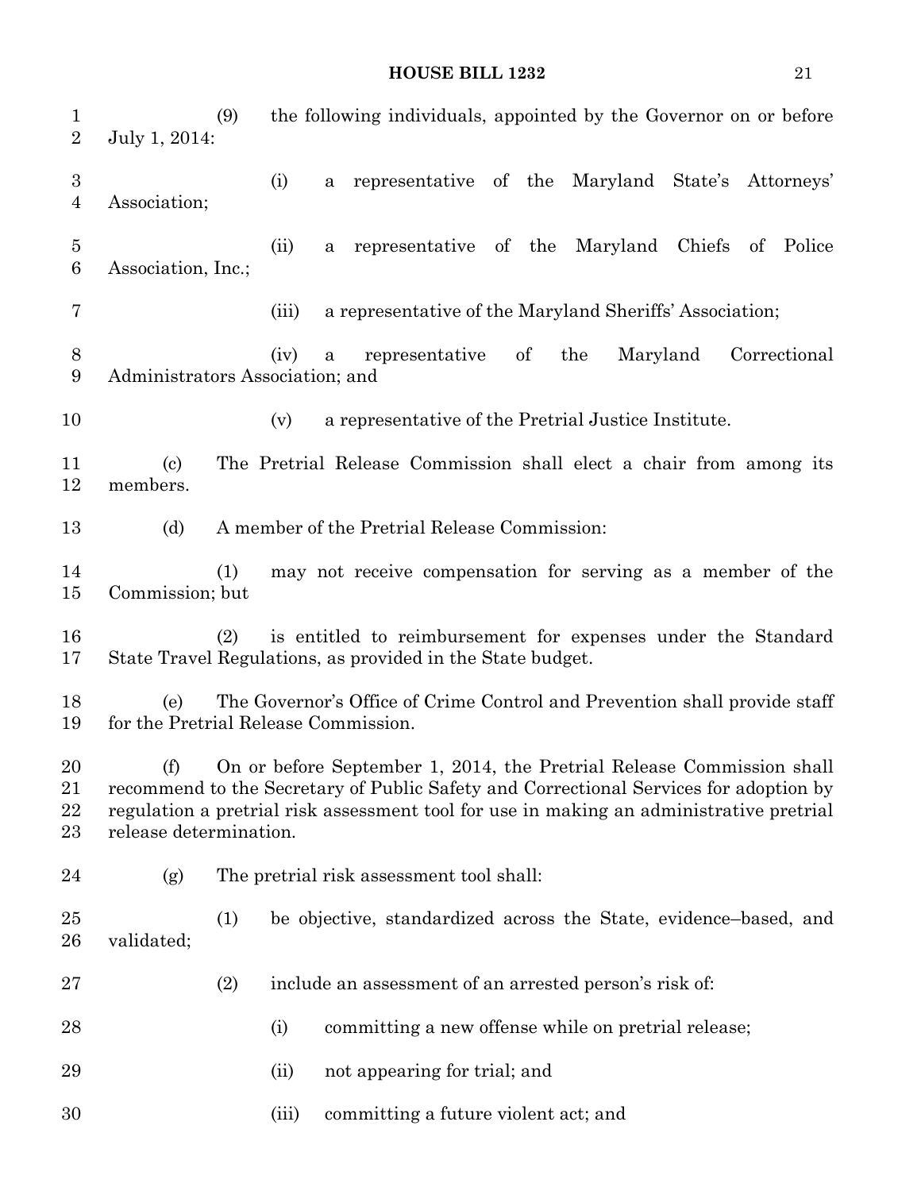(9) the following individuals, appointed by the Governor on or before July 1, 2014:

(i) a representative of the Maryland State's Attorneys' Association;

(ii) a representative of the Maryland Chiefs of Police Association, Inc.;

(iii) a representative of the Maryland Sheriffs' Association;

(iv) a representative of the Maryland Correctional Administrators Association; and

(v) a representative of the Pretrial Justice Institute.

(c) The Pretrial Release Commission shall elect a chair from among its members.

(d) A member of the Pretrial Release Commission:

(1) may not receive compensation for serving as a member of the Commission; but

(2) is entitled to reimbursement for expenses under the Standard State Travel Regulations, as provided in the State budget.

(e) The Governor's Office of Crime Control and Prevention shall provide staff for the Pretrial Release Commission.

(f) On or before September 1, 2014, the Pretrial Release Commission shall recommend to the Secretary of Public Safety and Correctional Services for adoption by regulation a pretrial risk assessment tool for use in making an administrative pretrial release determination.

(g) The pretrial risk assessment tool shall:

(1) be objective, standardized across the State, evidence–based, and validated;

(2) include an assessment of an arrested person's risk of:

(i) committing a new offense while on pretrial release;

(ii) not appearing for trial; and

(iii) committing a future violent act; and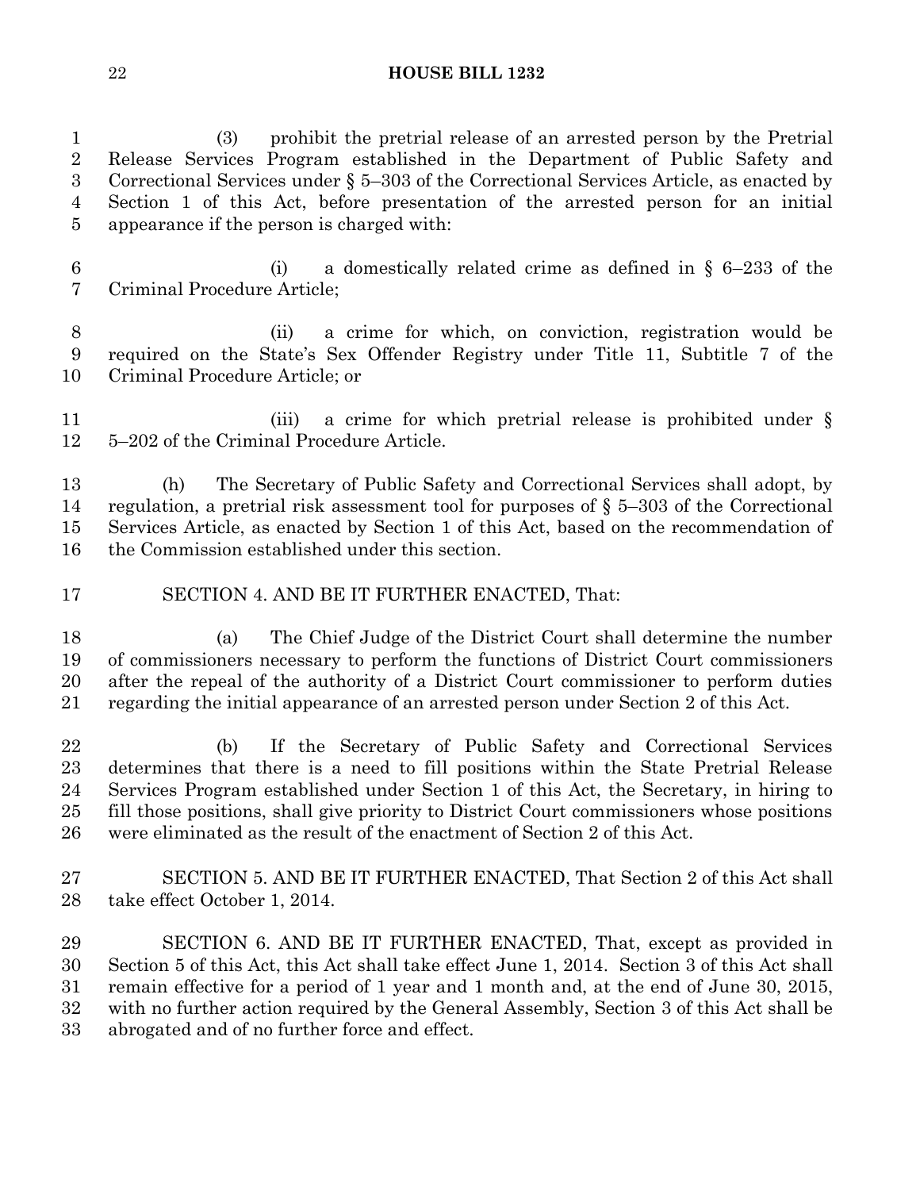(3) prohibit the pretrial release of an arrested person by the Pretrial Release Services Program established in the Department of Public Safety and Correctional Services under § 5–303 of the Correctional Services Article, as enacted by Section 1 of this Act, before presentation of the arrested person for an initial appearance if the person is charged with:

(i) a domestically related crime as defined in § 6–233 of the Criminal Procedure Article;

(ii) a crime for which, on conviction, registration would be required on the State's Sex Offender Registry under Title 11, Subtitle 7 of the Criminal Procedure Article; or

(iii) a crime for which pretrial release is prohibited under § 5–202 of the Criminal Procedure Article.

(h) The Secretary of Public Safety and Correctional Services shall adopt, by regulation, a pretrial risk assessment tool for purposes of § 5–303 of the Correctional Services Article, as enacted by Section 1 of this Act, based on the recommendation of the Commission established under this section.

SECTION 4. AND BE IT FURTHER ENACTED, That:

(a) The Chief Judge of the District Court shall determine the number of commissioners necessary to perform the functions of District Court commissioners after the repeal of the authority of a District Court commissioner to perform duties regarding the initial appearance of an arrested person under Section 2 of this Act.

(b) If the Secretary of Public Safety and Correctional Services determines that there is a need to fill positions within the State Pretrial Release Services Program established under Section 1 of this Act, the Secretary, in hiring to fill those positions, shall give priority to District Court commissioners whose positions were eliminated as the result of the enactment of Section 2 of this Act.

SECTION 5. AND BE IT FURTHER ENACTED, That Section 2 of this Act shall take effect October 1, 2014.

SECTION 6. AND BE IT FURTHER ENACTED, That, except as provided in Section 5 of this Act, this Act shall take effect June 1, 2014. Section 3 of this Act shall remain effective for a period of 1 year and 1 month and, at the end of June 30, 2015, with no further action required by the General Assembly, Section 3 of this Act shall be abrogated and of no further force and effect.